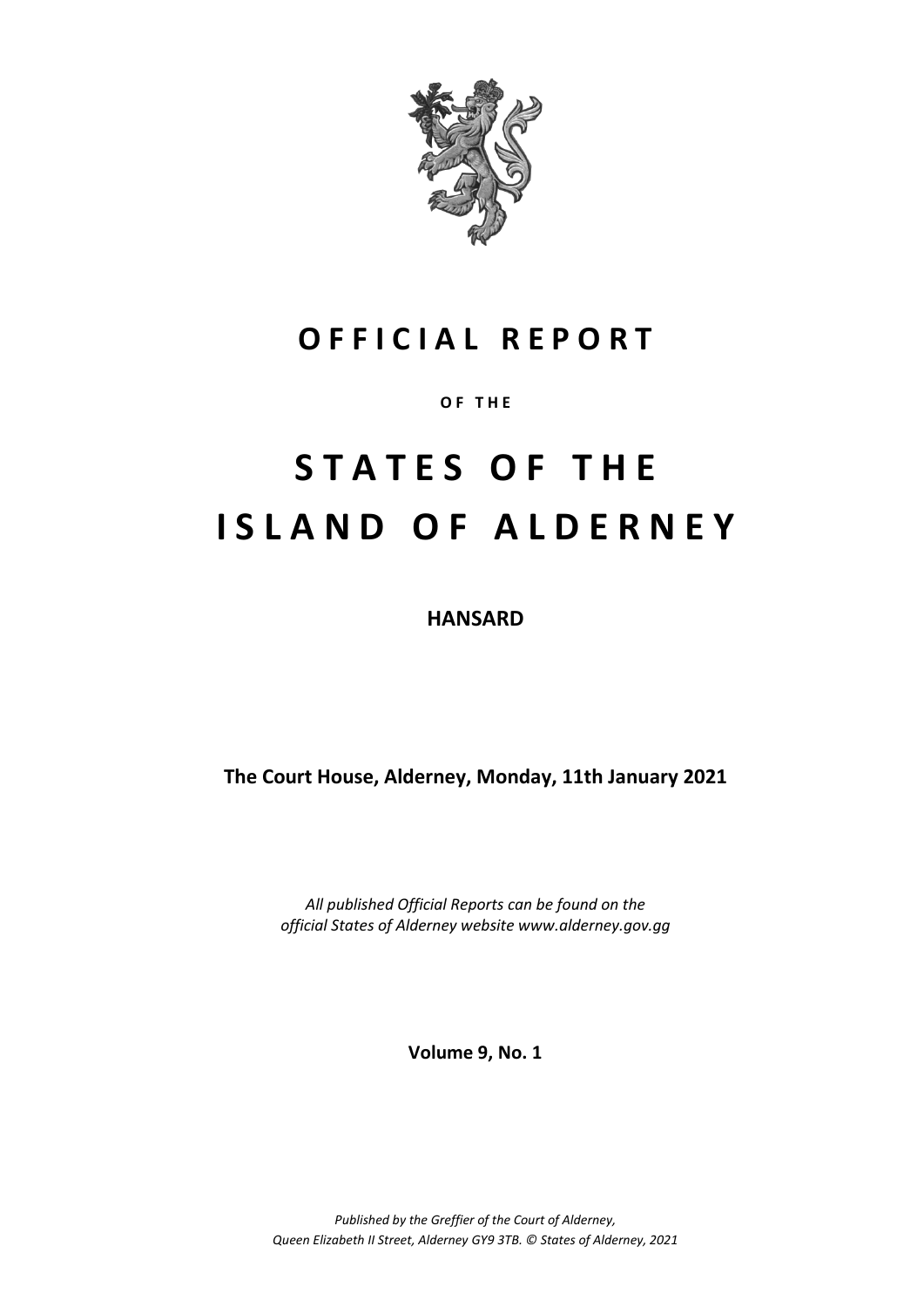# OFFICIAL REPORT

**OF THE**

# STATES OF THE ISLAND OF ALDERNEY

**HANSARD**

**The Court House, Alderney, Monday, 11th January 2021**

*All published Official Reports can be found on the official States of Alderney website www.alderney.gov.gg*

**Volume 9, No. 1**

*Published by the Greffier of the Court of Alderney, Queen Elizabeth II Street, Alderney GY9 3TB. © States of Alderney, 2021*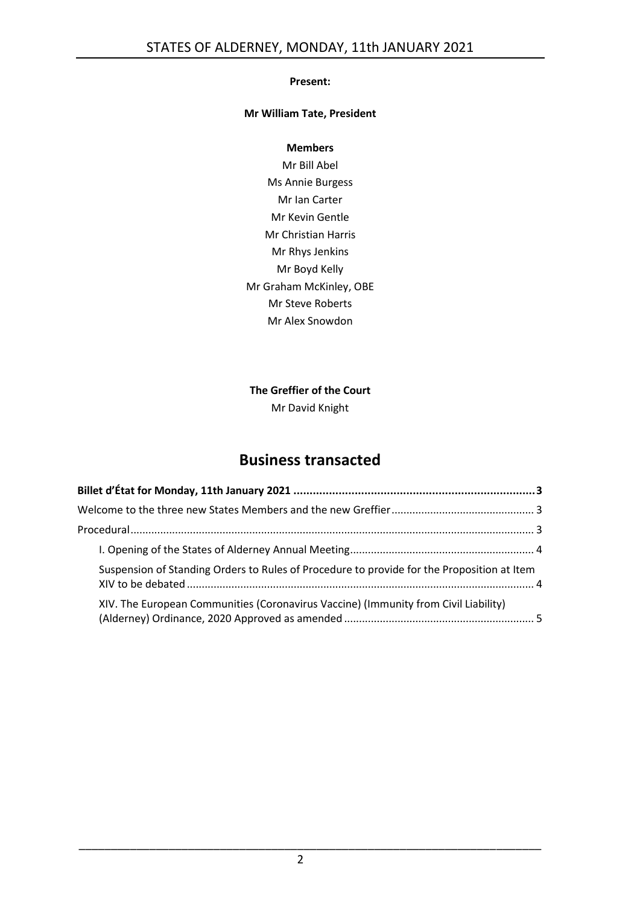**Present:**

**Mr William Tate, President**

**Members**

Mr Bill Abel
Ms Annie Burgess
Mr Ian Carter
Mr Kevin Gentle
Mr Christian Harris
Mr Rhys Jenkins
Mr Boyd Kelly
Mr Graham McKinley, OBE
Mr Steve Roberts
Mr Alex Snowdon

**The Greffier of the Court**

Mr David Knight

# Business transacted

**Billet d'État for Monday, 11th January 2021** .......... 3

Welcome to the three new States Members and the new Greffier .......... 3

Procedural .......... 3

- I. Opening of the States of Alderney Annual Meeting .......... 4
- Suspension of Standing Orders to Rules of Procedure to provide for the Proposition at Item XIV to be debated .......... 4
- XIV. The European Communities (Coronavirus Vaccine) (Immunity from Civil Liability) (Alderney) Ordinance, 2020 Approved as amended .......... 5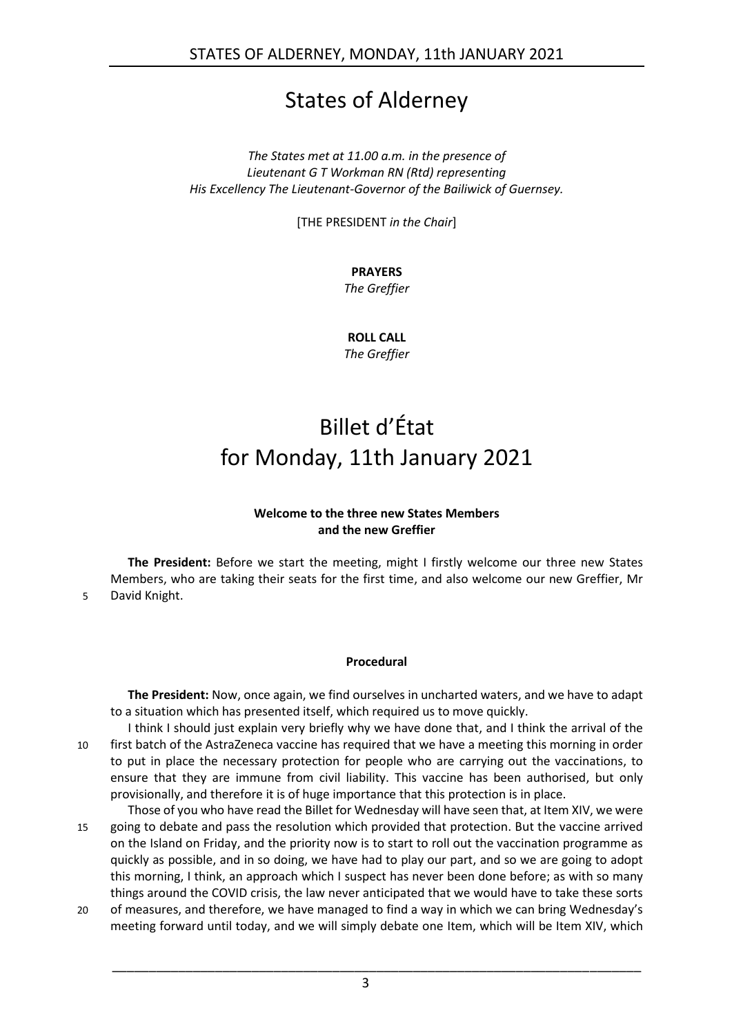# States of Alderney

*The States met at 11.00 a.m. in the presence of Lieutenant G T Workman RN (Rtd) representing His Excellency The Lieutenant-Governor of the Bailiwick of Guernsey.*

[THE PRESIDENT *in the Chair*]

**PRAYERS**
*The Greffier*

**ROLL CALL**
*The Greffier*

# Billet d'État for Monday, 11th January 2021

### Welcome to the three new States Members and the new Greffier

**The President:** Before we start the meeting, might I firstly welcome our three new States Members, who are taking their seats for the first time, and also welcome our new Greffier, Mr David Knight.

### Procedural

**The President:** Now, once again, we find ourselves in uncharted waters, and we have to adapt to a situation which has presented itself, which required us to move quickly.

I think I should just explain very briefly why we have done that, and I think the arrival of the first batch of the AstraZeneca vaccine has required that we have a meeting this morning in order to put in place the necessary protection for people who are carrying out the vaccinations, to ensure that they are immune from civil liability. This vaccine has been authorised, but only provisionally, and therefore it is of huge importance that this protection is in place.

Those of you who have read the Billet for Wednesday will have seen that, at Item XIV, we were going to debate and pass the resolution which provided that protection. But the vaccine arrived on the Island on Friday, and the priority now is to start to roll out the vaccination programme as quickly as possible, and in so doing, we have had to play our part, and so we are going to adopt this morning, I think, an approach which I suspect has never been done before; as with so many things around the COVID crisis, the law never anticipated that we would have to take these sorts of measures, and therefore, we have managed to find a way in which we can bring Wednesday's meeting forward until today, and we will simply debate one Item, which will be Item XIV, which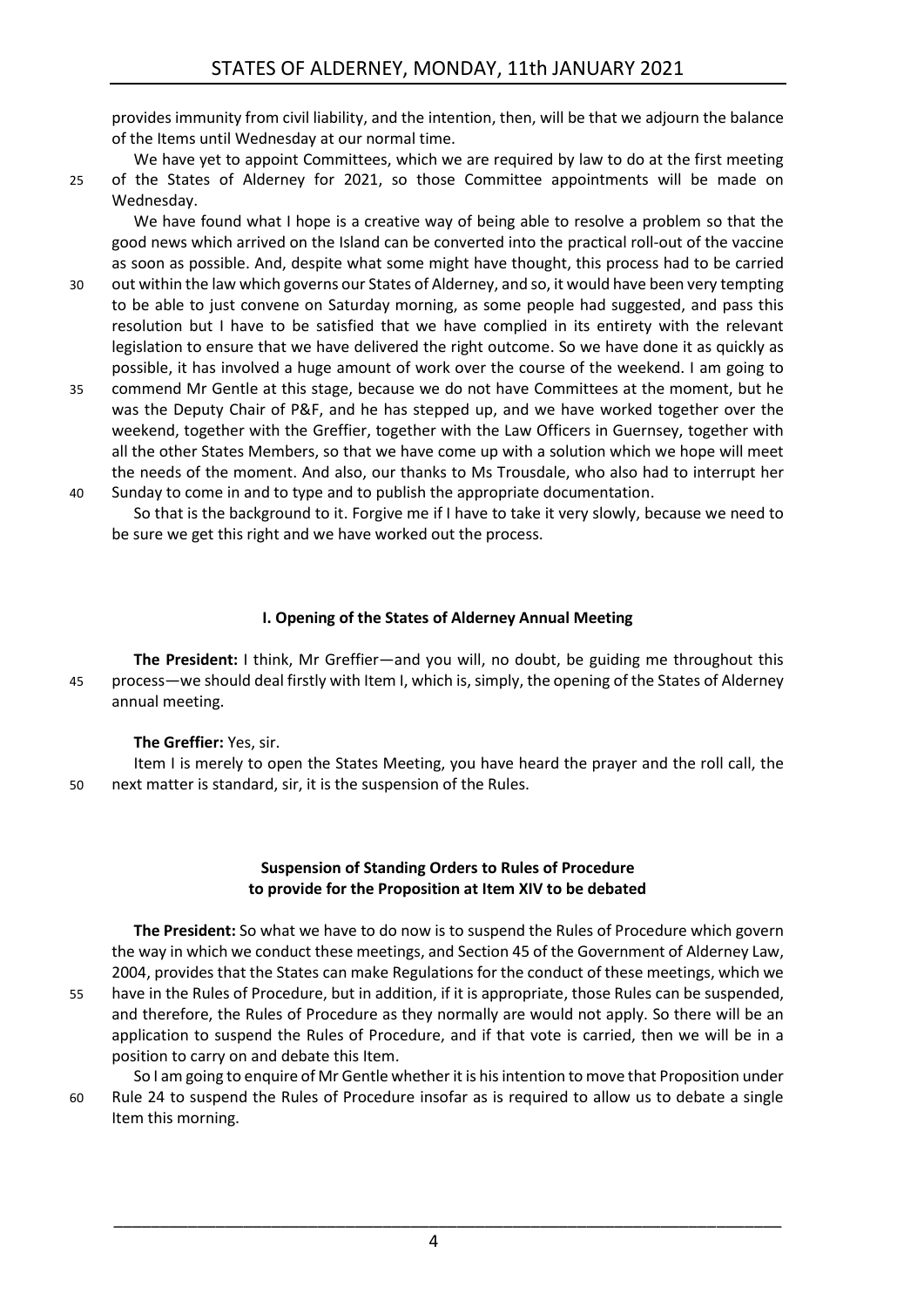provides immunity from civil liability, and the intention, then, will be that we adjourn the balance of the Items until Wednesday at our normal time.

We have yet to appoint Committees, which we are required by law to do at the first meeting of the States of Alderney for 2021, so those Committee appointments will be made on Wednesday.

We have found what I hope is a creative way of being able to resolve a problem so that the good news which arrived on the Island can be converted into the practical roll-out of the vaccine as soon as possible. And, despite what some might have thought, this process had to be carried out within the law which governs our States of Alderney, and so, it would have been very tempting to be able to just convene on Saturday morning, as some people had suggested, and pass this resolution but I have to be satisfied that we have complied in its entirety with the relevant legislation to ensure that we have delivered the right outcome. So we have done it as quickly as possible, it has involved a huge amount of work over the course of the weekend. I am going to commend Mr Gentle at this stage, because we do not have Committees at the moment, but he was the Deputy Chair of P&F, and he has stepped up, and we have worked together over the weekend, together with the Greffier, together with the Law Officers in Guernsey, together with all the other States Members, so that we have come up with a solution which we hope will meet the needs of the moment. And also, our thanks to Ms Trousdale, who also had to interrupt her Sunday to come in and to type and to publish the appropriate documentation.

So that is the background to it. Forgive me if I have to take it very slowly, because we need to be sure we get this right and we have worked out the process.

### I. Opening of the States of Alderney Annual Meeting

**The President:** I think, Mr Greffier—and you will, no doubt, be guiding me throughout this process—we should deal firstly with Item I, which is, simply, the opening of the States of Alderney annual meeting.

**The Greffier:** Yes, sir.

Item I is merely to open the States Meeting, you have heard the prayer and the roll call, the next matter is standard, sir, it is the suspension of the Rules.

### Suspension of Standing Orders to Rules of Procedure to provide for the Proposition at Item XIV to be debated

**The President:** So what we have to do now is to suspend the Rules of Procedure which govern the way in which we conduct these meetings, and Section 45 of the Government of Alderney Law, 2004, provides that the States can make Regulations for the conduct of these meetings, which we have in the Rules of Procedure, but in addition, if it is appropriate, those Rules can be suspended, and therefore, the Rules of Procedure as they normally are would not apply. So there will be an application to suspend the Rules of Procedure, and if that vote is carried, then we will be in a position to carry on and debate this Item.

So I am going to enquire of Mr Gentle whether it is his intention to move that Proposition under Rule 24 to suspend the Rules of Procedure insofar as is required to allow us to debate a single Item this morning.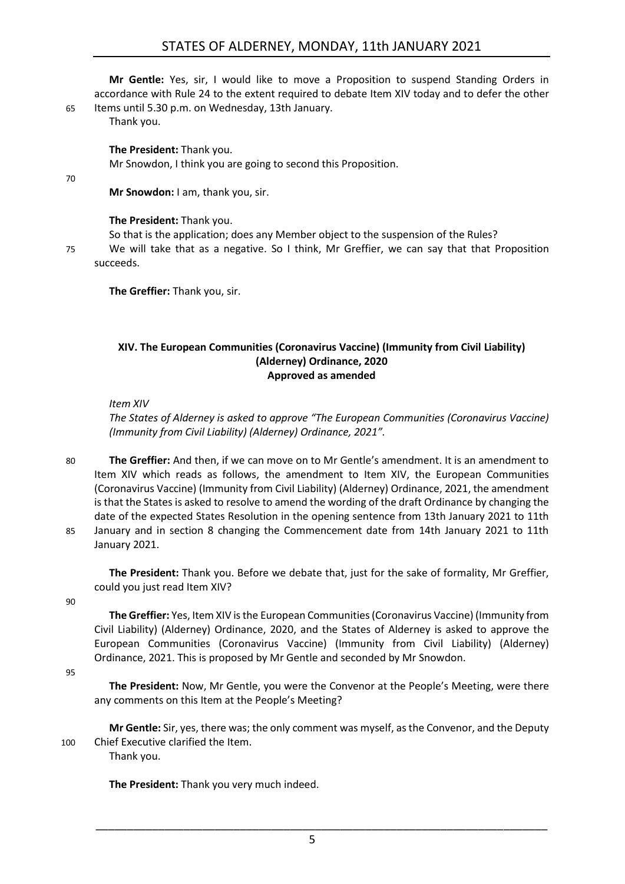**Mr Gentle:** Yes, sir, I would like to move a Proposition to suspend Standing Orders in accordance with Rule 24 to the extent required to debate Item XIV today and to defer the other Items until 5.30 p.m. on Wednesday, 13th January.

Thank you.

**The President:** Thank you.

Mr Snowdon, I think you are going to second this Proposition.

**Mr Snowdon:** I am, thank you, sir.

**The President:** Thank you.

So that is the application; does any Member object to the suspension of the Rules?

We will take that as a negative. So I think, Mr Greffier, we can say that that Proposition succeeds.

**The Greffier:** Thank you, sir.

### XIV. The European Communities (Coronavirus Vaccine) (Immunity from Civil Liability) (Alderney) Ordinance, 2020 Approved as amended

*Item XIV*

*The States of Alderney is asked to approve "The European Communities (Coronavirus Vaccine) (Immunity from Civil Liability) (Alderney) Ordinance, 2021".*

**The Greffier:** And then, if we can move on to Mr Gentle's amendment. It is an amendment to Item XIV which reads as follows, the amendment to Item XIV, the European Communities (Coronavirus Vaccine) (Immunity from Civil Liability) (Alderney) Ordinance, 2021, the amendment is that the States is asked to resolve to amend the wording of the draft Ordinance by changing the date of the expected States Resolution in the opening sentence from 13th January 2021 to 11th January and in section 8 changing the Commencement date from 14th January 2021 to 11th January 2021.

**The President:** Thank you. Before we debate that, just for the sake of formality, Mr Greffier, could you just read Item XIV?

**The Greffier:** Yes, Item XIV is the European Communities (Coronavirus Vaccine) (Immunity from Civil Liability) (Alderney) Ordinance, 2020, and the States of Alderney is asked to approve the European Communities (Coronavirus Vaccine) (Immunity from Civil Liability) (Alderney) Ordinance, 2021. This is proposed by Mr Gentle and seconded by Mr Snowdon.

**The President:** Now, Mr Gentle, you were the Convenor at the People's Meeting, were there any comments on this Item at the People's Meeting?

**Mr Gentle:** Sir, yes, there was; the only comment was myself, as the Convenor, and the Deputy Chief Executive clarified the Item.

Thank you.

**The President:** Thank you very much indeed.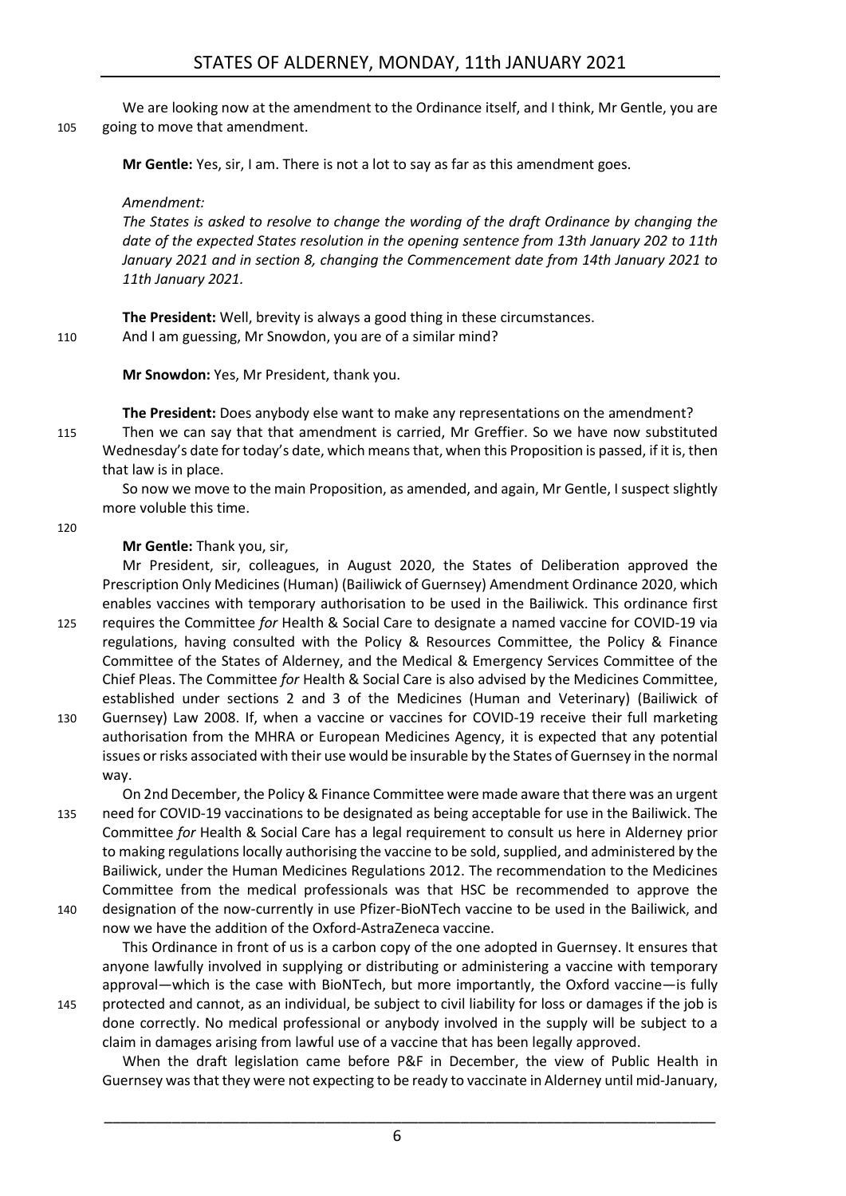We are looking now at the amendment to the Ordinance itself, and I think, Mr Gentle, you are going to move that amendment.

**Mr Gentle:** Yes, sir, I am. There is not a lot to say as far as this amendment goes.

*Amendment:*

*The States is asked to resolve to change the wording of the draft Ordinance by changing the date of the expected States resolution in the opening sentence from 13th January 202 to 11th January 2021 and in section 8, changing the Commencement date from 14th January 2021 to 11th January 2021.*

**The President:** Well, brevity is always a good thing in these circumstances.

And I am guessing, Mr Snowdon, you are of a similar mind?

**Mr Snowdon:** Yes, Mr President, thank you.

**The President:** Does anybody else want to make any representations on the amendment?

Then we can say that that amendment is carried, Mr Greffier. So we have now substituted Wednesday's date for today's date, which means that, when this Proposition is passed, if it is, then that law is in place.

So now we move to the main Proposition, as amended, and again, Mr Gentle, I suspect slightly more voluble this time.

**Mr Gentle:** Thank you, sir,

Mr President, sir, colleagues, in August 2020, the States of Deliberation approved the Prescription Only Medicines (Human) (Bailiwick of Guernsey) Amendment Ordinance 2020, which enables vaccines with temporary authorisation to be used in the Bailiwick. This ordinance first requires the Committee *for* Health & Social Care to designate a named vaccine for COVID-19 via regulations, having consulted with the Policy & Resources Committee, the Policy & Finance Committee of the States of Alderney, and the Medical & Emergency Services Committee of the Chief Pleas. The Committee *for* Health & Social Care is also advised by the Medicines Committee, established under sections 2 and 3 of the Medicines (Human and Veterinary) (Bailiwick of Guernsey) Law 2008. If, when a vaccine or vaccines for COVID-19 receive their full marketing authorisation from the MHRA or European Medicines Agency, it is expected that any potential issues or risks associated with their use would be insurable by the States of Guernsey in the normal way.

On 2nd December, the Policy & Finance Committee were made aware that there was an urgent need for COVID-19 vaccinations to be designated as being acceptable for use in the Bailiwick. The Committee *for* Health & Social Care has a legal requirement to consult us here in Alderney prior to making regulations locally authorising the vaccine to be sold, supplied, and administered by the Bailiwick, under the Human Medicines Regulations 2012. The recommendation to the Medicines Committee from the medical professionals was that HSC be recommended to approve the designation of the now-currently in use Pfizer-BioNTech vaccine to be used in the Bailiwick, and now we have the addition of the Oxford-AstraZeneca vaccine.

This Ordinance in front of us is a carbon copy of the one adopted in Guernsey. It ensures that anyone lawfully involved in supplying or distributing or administering a vaccine with temporary approval—which is the case with BioNTech, but more importantly, the Oxford vaccine—is fully protected and cannot, as an individual, be subject to civil liability for loss or damages if the job is done correctly. No medical professional or anybody involved in the supply will be subject to a claim in damages arising from lawful use of a vaccine that has been legally approved.

When the draft legislation came before P&F in December, the view of Public Health in Guernsey was that they were not expecting to be ready to vaccinate in Alderney until mid-January,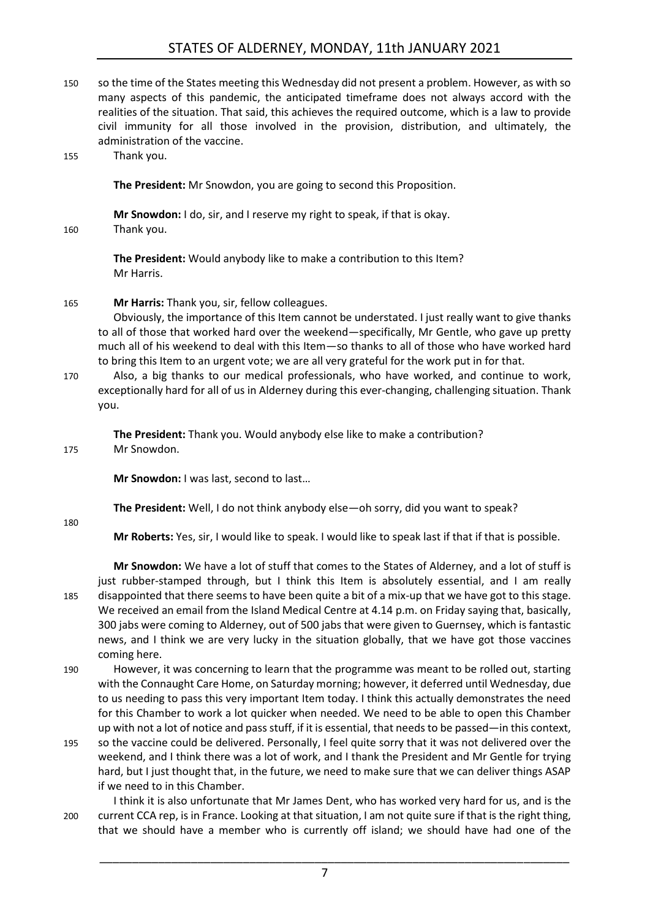so the time of the States meeting this Wednesday did not present a problem. However, as with so many aspects of this pandemic, the anticipated timeframe does not always accord with the realities of the situation. That said, this achieves the required outcome, which is a law to provide civil immunity for all those involved in the provision, distribution, and ultimately, the administration of the vaccine.

Thank you.

**The President:** Mr Snowdon, you are going to second this Proposition.

**Mr Snowdon:** I do, sir, and I reserve my right to speak, if that is okay.

Thank you.

**The President:** Would anybody like to make a contribution to this Item?

Mr Harris.

**Mr Harris:** Thank you, sir, fellow colleagues.

Obviously, the importance of this Item cannot be understated. I just really want to give thanks to all of those that worked hard over the weekend—specifically, Mr Gentle, who gave up pretty much all of his weekend to deal with this Item—so thanks to all of those who have worked hard to bring this Item to an urgent vote; we are all very grateful for the work put in for that.

Also, a big thanks to our medical professionals, who have worked, and continue to work, exceptionally hard for all of us in Alderney during this ever-changing, challenging situation. Thank you.

**The President:** Thank you. Would anybody else like to make a contribution?

Mr Snowdon.

**Mr Snowdon:** I was last, second to last…

**The President:** Well, I do not think anybody else—oh sorry, did you want to speak?

**Mr Roberts:** Yes, sir, I would like to speak. I would like to speak last if that if that is possible.

**Mr Snowdon:** We have a lot of stuff that comes to the States of Alderney, and a lot of stuff is just rubber-stamped through, but I think this Item is absolutely essential, and I am really disappointed that there seems to have been quite a bit of a mix-up that we have got to this stage. We received an email from the Island Medical Centre at 4.14 p.m. on Friday saying that, basically, 300 jabs were coming to Alderney, out of 500 jabs that were given to Guernsey, which is fantastic news, and I think we are very lucky in the situation globally, that we have got those vaccines coming here.

However, it was concerning to learn that the programme was meant to be rolled out, starting with the Connaught Care Home, on Saturday morning; however, it deferred until Wednesday, due to us needing to pass this very important Item today. I think this actually demonstrates the need for this Chamber to work a lot quicker when needed. We need to be able to open this Chamber up with not a lot of notice and pass stuff, if it is essential, that needs to be passed—in this context, so the vaccine could be delivered. Personally, I feel quite sorry that it was not delivered over the weekend, and I think there was a lot of work, and I thank the President and Mr Gentle for trying hard, but I just thought that, in the future, we need to make sure that we can deliver things ASAP if we need to in this Chamber.

I think it is also unfortunate that Mr James Dent, who has worked very hard for us, and is the current CCA rep, is in France. Looking at that situation, I am not quite sure if that is the right thing, that we should have a member who is currently off island; we should have had one of the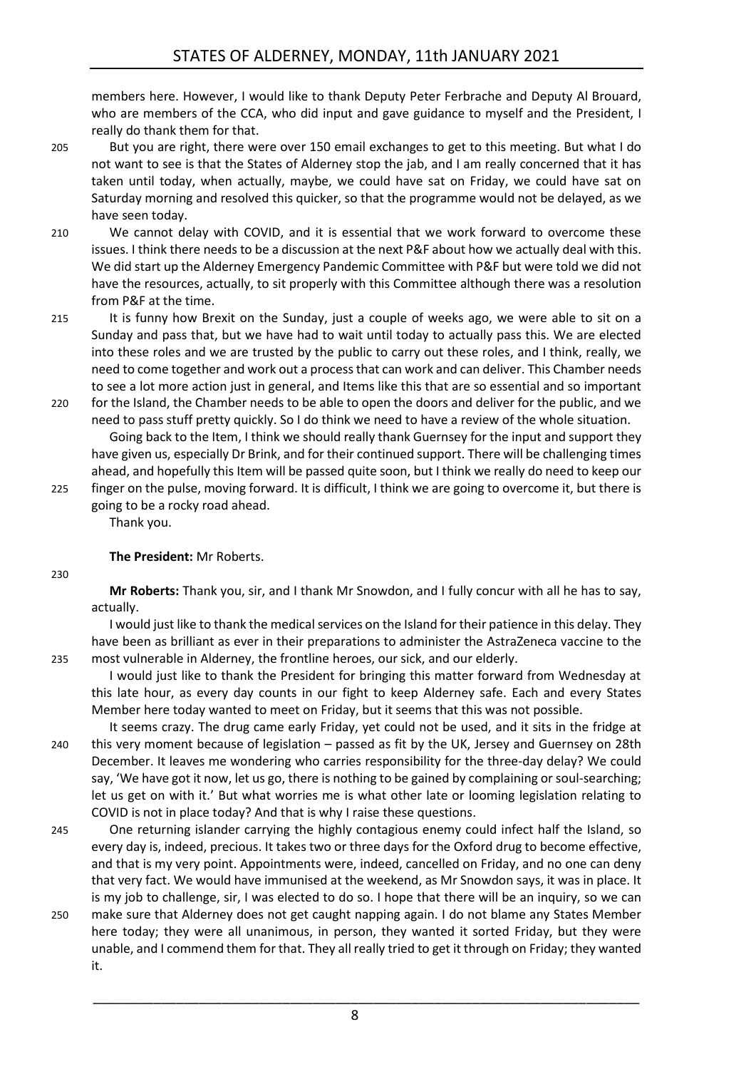members here. However, I would like to thank Deputy Peter Ferbrache and Deputy Al Brouard, who are members of the CCA, who did input and gave guidance to myself and the President, I really do thank them for that.

But you are right, there were over 150 email exchanges to get to this meeting. But what I do not want to see is that the States of Alderney stop the jab, and I am really concerned that it has taken until today, when actually, maybe, we could have sat on Friday, we could have sat on Saturday morning and resolved this quicker, so that the programme would not be delayed, as we have seen today.

We cannot delay with COVID, and it is essential that we work forward to overcome these issues. I think there needs to be a discussion at the next P&F about how we actually deal with this. We did start up the Alderney Emergency Pandemic Committee with P&F but were told we did not have the resources, actually, to sit properly with this Committee although there was a resolution from P&F at the time.

It is funny how Brexit on the Sunday, just a couple of weeks ago, we were able to sit on a Sunday and pass that, but we have had to wait until today to actually pass this. We are elected into these roles and we are trusted by the public to carry out these roles, and I think, really, we need to come together and work out a process that can work and can deliver. This Chamber needs to see a lot more action just in general, and Items like this that are so essential and so important for the Island, the Chamber needs to be able to open the doors and deliver for the public, and we need to pass stuff pretty quickly. So I do think we need to have a review of the whole situation.

Going back to the Item, I think we should really thank Guernsey for the input and support they have given us, especially Dr Brink, and for their continued support. There will be challenging times ahead, and hopefully this Item will be passed quite soon, but I think we really do need to keep our finger on the pulse, moving forward. It is difficult, I think we are going to overcome it, but there is going to be a rocky road ahead.

Thank you.

**The President:** Mr Roberts.

**Mr Roberts:** Thank you, sir, and I thank Mr Snowdon, and I fully concur with all he has to say, actually.

I would just like to thank the medical services on the Island for their patience in this delay. They have been as brilliant as ever in their preparations to administer the AstraZeneca vaccine to the most vulnerable in Alderney, the frontline heroes, our sick, and our elderly.

I would just like to thank the President for bringing this matter forward from Wednesday at this late hour, as every day counts in our fight to keep Alderney safe. Each and every States Member here today wanted to meet on Friday, but it seems that this was not possible.

It seems crazy. The drug came early Friday, yet could not be used, and it sits in the fridge at this very moment because of legislation – passed as fit by the UK, Jersey and Guernsey on 28th December. It leaves me wondering who carries responsibility for the three-day delay? We could say, 'We have got it now, let us go, there is nothing to be gained by complaining or soul-searching; let us get on with it.' But what worries me is what other late or looming legislation relating to COVID is not in place today? And that is why I raise these questions.

One returning islander carrying the highly contagious enemy could infect half the Island, so every day is, indeed, precious. It takes two or three days for the Oxford drug to become effective, and that is my very point. Appointments were, indeed, cancelled on Friday, and no one can deny that very fact. We would have immunised at the weekend, as Mr Snowdon says, it was in place. It is my job to challenge, sir, I was elected to do so. I hope that there will be an inquiry, so we can make sure that Alderney does not get caught napping again. I do not blame any States Member here today; they were all unanimous, in person, they wanted it sorted Friday, but they were unable, and I commend them for that. They all really tried to get it through on Friday; they wanted it.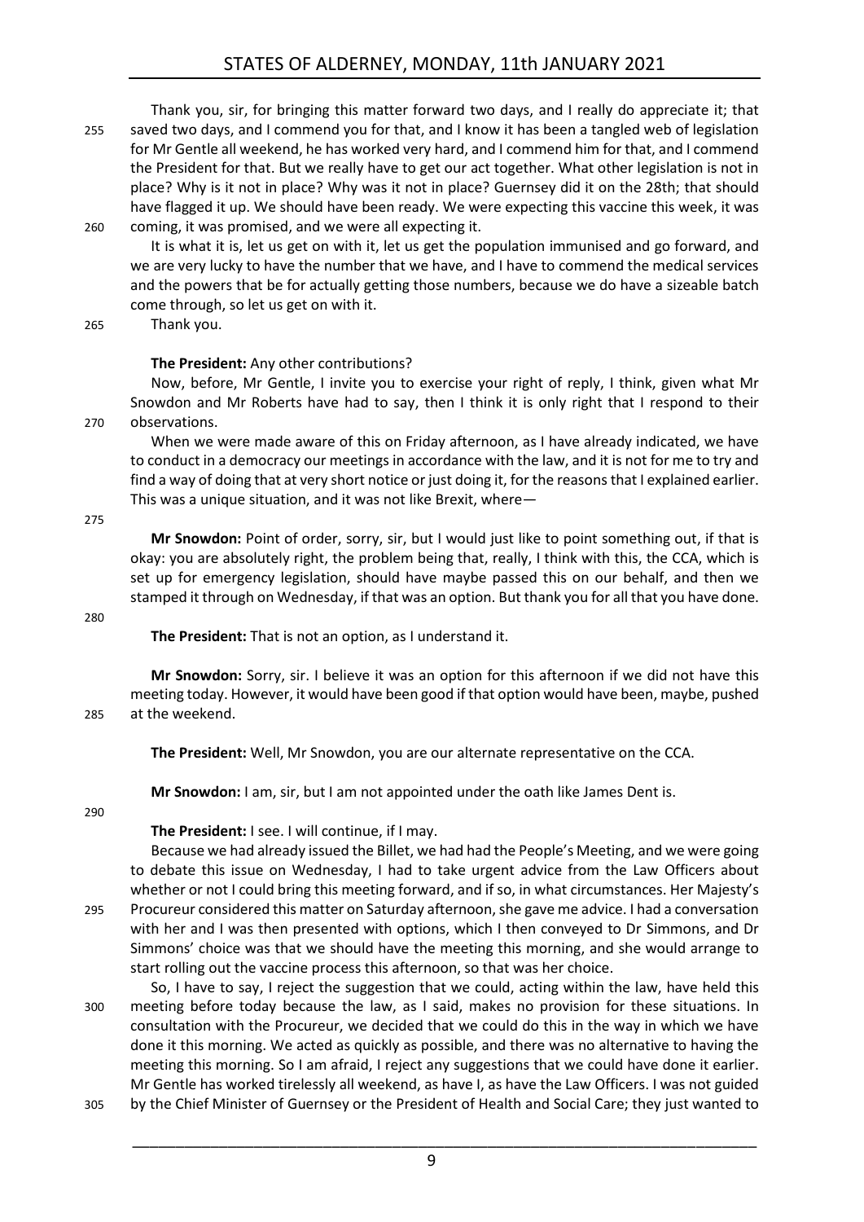Thank you, sir, for bringing this matter forward two days, and I really do appreciate it; that saved two days, and I commend you for that, and I know it has been a tangled web of legislation for Mr Gentle all weekend, he has worked very hard, and I commend him for that, and I commend the President for that. But we really have to get our act together. What other legislation is not in place? Why is it not in place? Why was it not in place? Guernsey did it on the 28th; that should have flagged it up. We should have been ready. We were expecting this vaccine this week, it was coming, it was promised, and we were all expecting it.

It is what it is, let us get on with it, let us get the population immunised and go forward, and we are very lucky to have the number that we have, and I have to commend the medical services and the powers that be for actually getting those numbers, because we do have a sizeable batch come through, so let us get on with it.

Thank you.

**The President:** Any other contributions?

Now, before, Mr Gentle, I invite you to exercise your right of reply, I think, given what Mr Snowdon and Mr Roberts have had to say, then I think it is only right that I respond to their observations.

When we were made aware of this on Friday afternoon, as I have already indicated, we have to conduct in a democracy our meetings in accordance with the law, and it is not for me to try and find a way of doing that at very short notice or just doing it, for the reasons that I explained earlier. This was a unique situation, and it was not like Brexit, where—

**Mr Snowdon:** Point of order, sorry, sir, but I would just like to point something out, if that is okay: you are absolutely right, the problem being that, really, I think with this, the CCA, which is set up for emergency legislation, should have maybe passed this on our behalf, and then we stamped it through on Wednesday, if that was an option. But thank you for all that you have done.

**The President:** That is not an option, as I understand it.

**Mr Snowdon:** Sorry, sir. I believe it was an option for this afternoon if we did not have this meeting today. However, it would have been good if that option would have been, maybe, pushed at the weekend.

**The President:** Well, Mr Snowdon, you are our alternate representative on the CCA.

**Mr Snowdon:** I am, sir, but I am not appointed under the oath like James Dent is.

**The President:** I see. I will continue, if I may.

Because we had already issued the Billet, we had had the People's Meeting, and we were going to debate this issue on Wednesday, I had to take urgent advice from the Law Officers about whether or not I could bring this meeting forward, and if so, in what circumstances. Her Majesty's Procureur considered this matter on Saturday afternoon, she gave me advice. I had a conversation with her and I was then presented with options, which I then conveyed to Dr Simmons, and Dr Simmons' choice was that we should have the meeting this morning, and she would arrange to start rolling out the vaccine process this afternoon, so that was her choice.

So, I have to say, I reject the suggestion that we could, acting within the law, have held this meeting before today because the law, as I said, makes no provision for these situations. In consultation with the Procureur, we decided that we could do this in the way in which we have done it this morning. We acted as quickly as possible, and there was no alternative to having the meeting this morning. So I am afraid, I reject any suggestions that we could have done it earlier. Mr Gentle has worked tirelessly all weekend, as have I, as have the Law Officers. I was not guided by the Chief Minister of Guernsey or the President of Health and Social Care; they just wanted to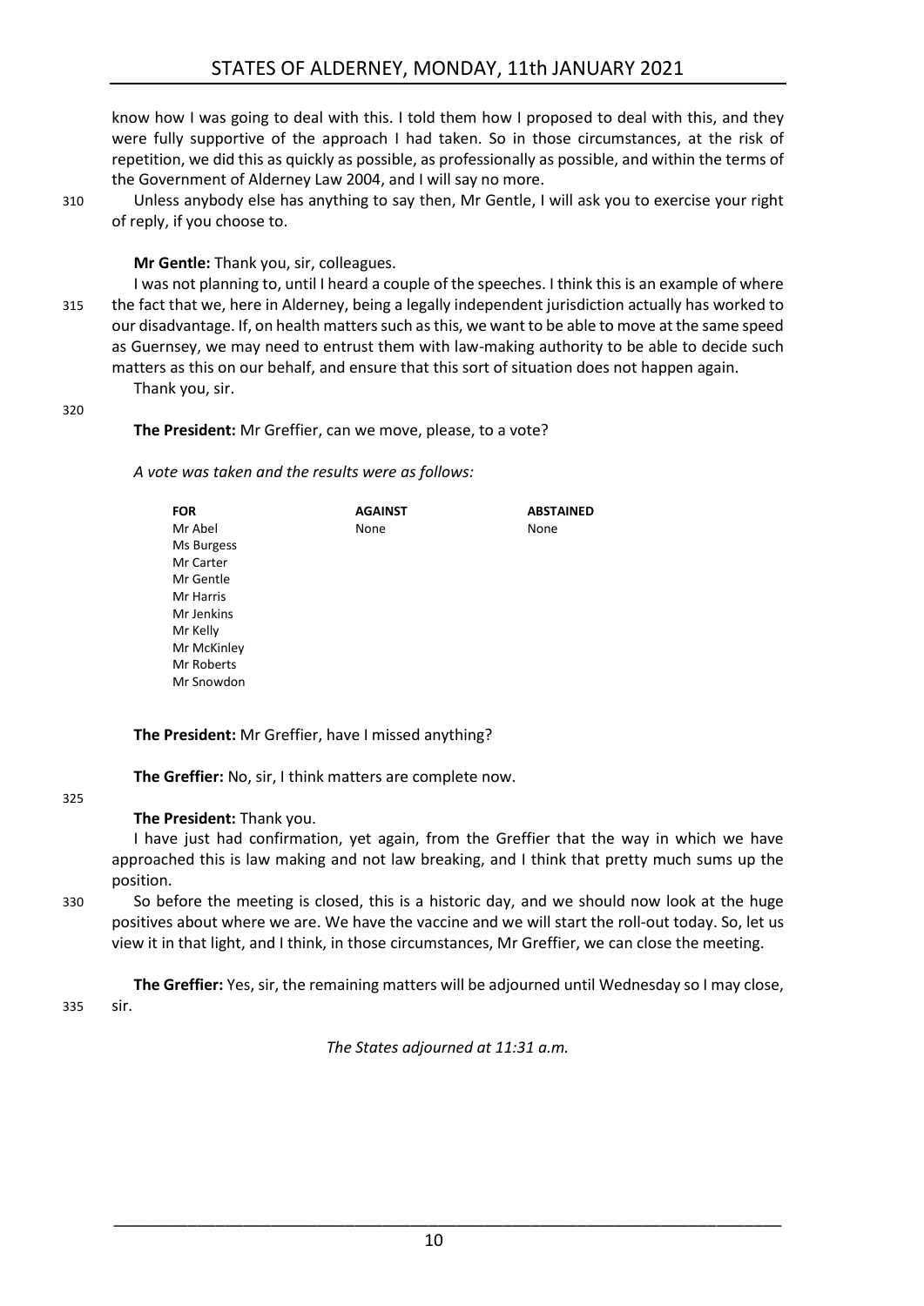know how I was going to deal with this. I told them how I proposed to deal with this, and they were fully supportive of the approach I had taken. So in those circumstances, at the risk of repetition, we did this as quickly as possible, as professionally as possible, and within the terms of the Government of Alderney Law 2004, and I will say no more.

Unless anybody else has anything to say then, Mr Gentle, I will ask you to exercise your right of reply, if you choose to.

**Mr Gentle:** Thank you, sir, colleagues.

I was not planning to, until I heard a couple of the speeches. I think this is an example of where the fact that we, here in Alderney, being a legally independent jurisdiction actually has worked to our disadvantage. If, on health matters such as this, we want to be able to move at the same speed as Guernsey, we may need to entrust them with law-making authority to be able to decide such matters as this on our behalf, and ensure that this sort of situation does not happen again.

Thank you, sir.

**The President:** Mr Greffier, can we move, please, to a vote?

*A vote was taken and the results were as follows:*

| FOR | AGAINST | ABSTAINED |
|---|---|---|
| Mr Abel | None | None |
| Ms Burgess | | |
| Mr Carter | | |
| Mr Gentle | | |
| Mr Harris | | |
| Mr Jenkins | | |
| Mr Kelly | | |
| Mr McKinley | | |
| Mr Roberts | | |
| Mr Snowdon | | |

**The President:** Mr Greffier, have I missed anything?

**The Greffier:** No, sir, I think matters are complete now.

**The President:** Thank you.

I have just had confirmation, yet again, from the Greffier that the way in which we have approached this is law making and not law breaking, and I think that pretty much sums up the position.

So before the meeting is closed, this is a historic day, and we should now look at the huge positives about where we are. We have the vaccine and we will start the roll-out today. So, let us view it in that light, and I think, in those circumstances, Mr Greffier, we can close the meeting.

**The Greffier:** Yes, sir, the remaining matters will be adjourned until Wednesday so I may close, sir.

*The States adjourned at 11:31 a.m.*